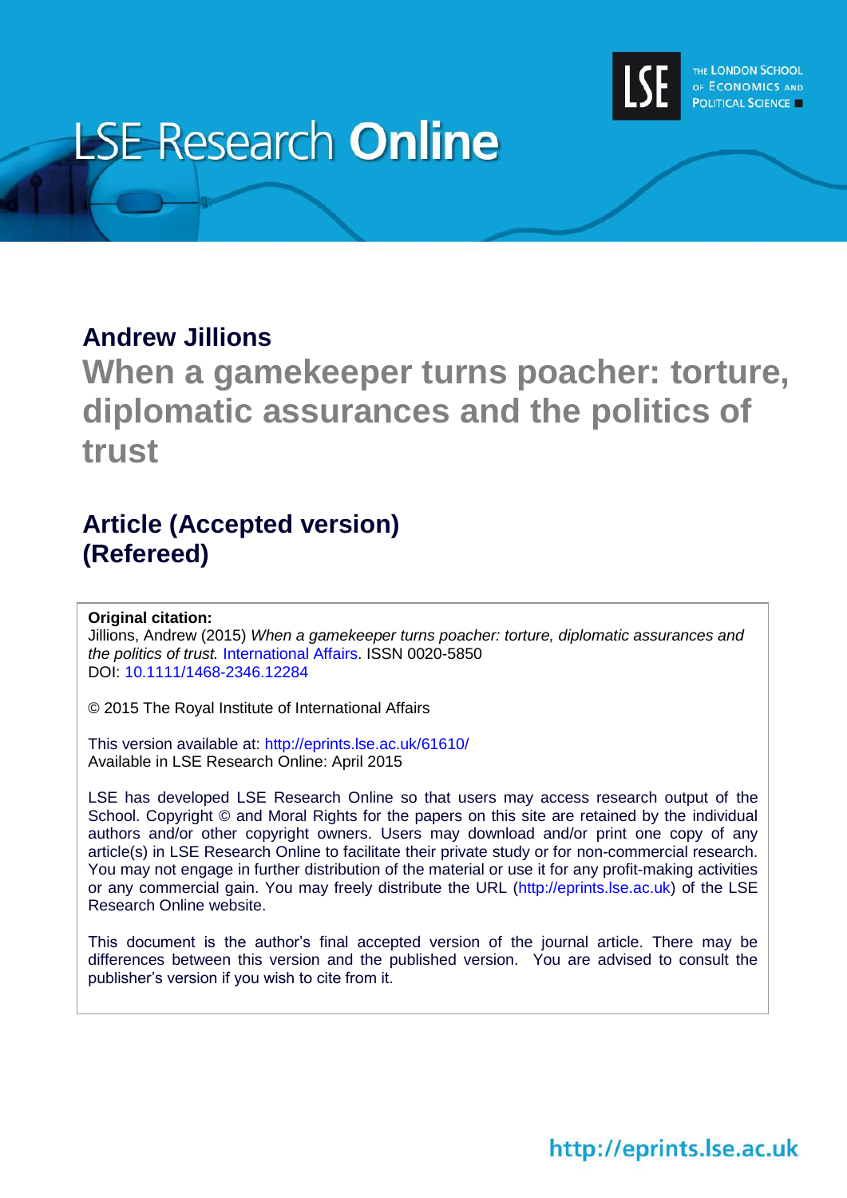LSE Research **Online**

THE LONDON SCHOOL OF ECONOMICS AND POLITICAL SCIENCE

**Andrew Jillions**

# When a gamekeeper turns poacher: torture, diplomatic assurances and the politics of trust

## Article (Accepted version) (Refereed)

**Original citation:**
Jillions, Andrew (2015) *When a gamekeeper turns poacher: torture, diplomatic assurances and the politics of trust.* International Affairs. ISSN 0020-5850
DOI: 10.1111/1468-2346.12284

© 2015 The Royal Institute of International Affairs

This version available at: http://eprints.lse.ac.uk/61610/
Available in LSE Research Online: April 2015

LSE has developed LSE Research Online so that users may access research output of the School. Copyright © and Moral Rights for the papers on this site are retained by the individual authors and/or other copyright owners. Users may download and/or print one copy of any article(s) in LSE Research Online to facilitate their private study or for non-commercial research. You may not engage in further distribution of the material or use it for any profit-making activities or any commercial gain. You may freely distribute the URL (http://eprints.lse.ac.uk) of the LSE Research Online website.

This document is the author's final accepted version of the journal article. There may be differences between this version and the published version. You are advised to consult the publisher's version if you wish to cite from it.

http://eprints.lse.ac.uk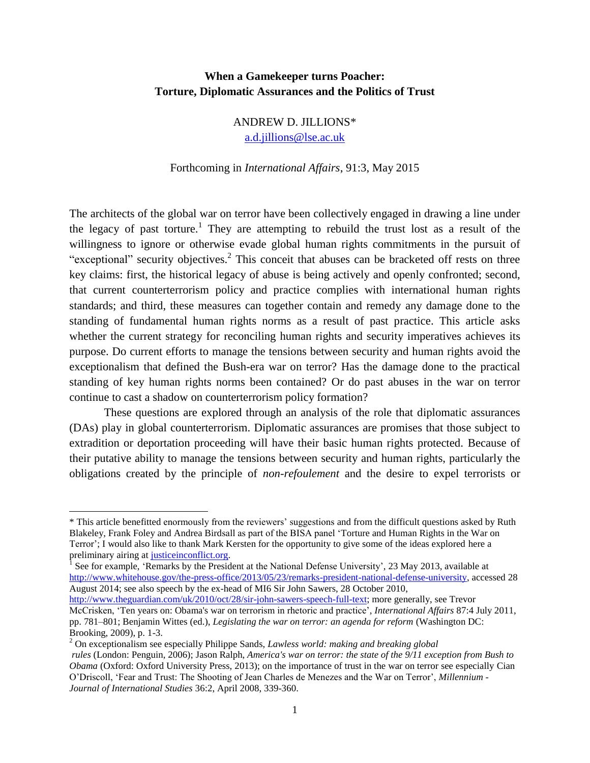**When a Gamekeeper turns Poacher: Torture, Diplomatic Assurances and the Politics of Trust**

ANDREW D. JILLIONS*
a.d.jillions@lse.ac.uk

Forthcoming in *International Affairs*, 91:3, May 2015

The architects of the global war on terror have been collectively engaged in drawing a line under the legacy of past torture.[1] They are attempting to rebuild the trust lost as a result of the willingness to ignore or otherwise evade global human rights commitments in the pursuit of "exceptional" security objectives.[2] This conceit that abuses can be bracketed off rests on three key claims: first, the historical legacy of abuse is being actively and openly confronted; second, that current counterterrorism policy and practice complies with international human rights standards; and third, these measures can together contain and remedy any damage done to the standing of fundamental human rights norms as a result of past practice. This article asks whether the current strategy for reconciling human rights and security imperatives achieves its purpose. Do current efforts to manage the tensions between security and human rights avoid the exceptionalism that defined the Bush-era war on terror? Has the damage done to the practical standing of key human rights norms been contained? Or do past abuses in the war on terror continue to cast a shadow on counterterrorism policy formation?

These questions are explored through an analysis of the role that diplomatic assurances (DAs) play in global counterterrorism. Diplomatic assurances are promises that those subject to extradition or deportation proceeding will have their basic human rights protected. Because of their putative ability to manage the tensions between security and human rights, particularly the obligations created by the principle of *non-refoulement* and the desire to expel terrorists or

---

\* This article benefitted enormously from the reviewers' suggestions and from the difficult questions asked by Ruth Blakeley, Frank Foley and Andrea Birdsall as part of the BISA panel 'Torture and Human Rights in the War on Terror'; I would also like to thank Mark Kersten for the opportunity to give some of the ideas explored here a preliminary airing at justiceinconflict.org.

[1] See for example, 'Remarks by the President at the National Defense University', 23 May 2013, available at http://www.whitehouse.gov/the-press-office/2013/05/23/remarks-president-national-defense-university, accessed 28 August 2014; see also speech by the ex-head of MI6 Sir John Sawers, 28 October 2010, http://www.theguardian.com/uk/2010/oct/28/sir-john-sawers-speech-full-text; more generally, see Trevor McCrisken, 'Ten years on: Obama's war on terrorism in rhetoric and practice', *International Affairs* 87:4 July 2011, pp. 781–801; Benjamin Wittes (ed.), *Legislating the war on terror: an agenda for reform* (Washington DC: Brooking, 2009), p. 1-3.

[2] On exceptionalism see especially Philippe Sands, *Lawless world: making and breaking global rules* (London: Penguin, 2006); Jason Ralph, *America's war on terror: the state of the 9/11 exception from Bush to Obama* (Oxford: Oxford University Press, 2013); on the importance of trust in the war on terror see especially Cian O'Driscoll, 'Fear and Trust: The Shooting of Jean Charles de Menezes and the War on Terror', *Millennium - Journal of International Studies* 36:2, April 2008, 339-360.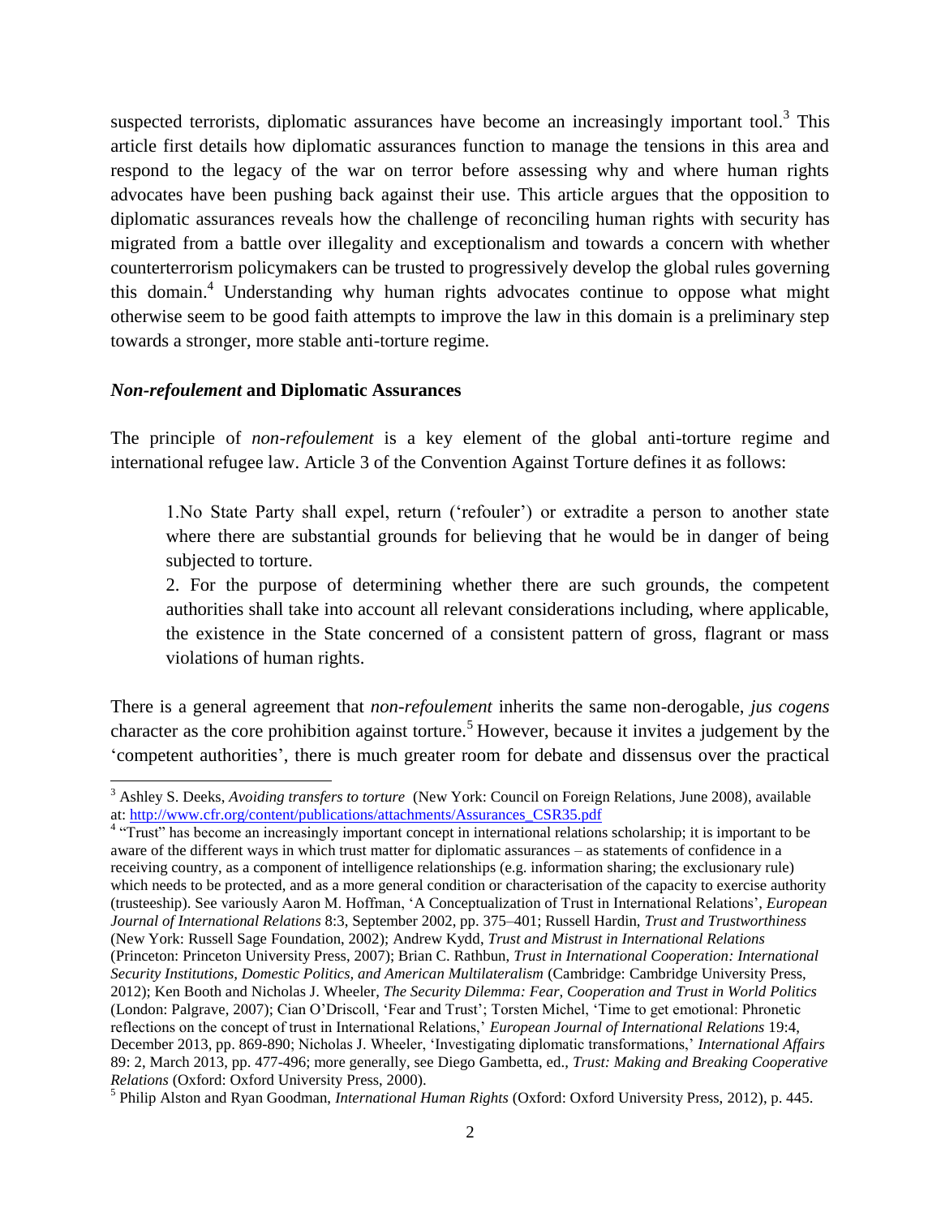suspected terrorists, diplomatic assurances have become an increasingly important tool.[3] This article first details how diplomatic assurances function to manage the tensions in this area and respond to the legacy of the war on terror before assessing why and where human rights advocates have been pushing back against their use. This article argues that the opposition to diplomatic assurances reveals how the challenge of reconciling human rights with security has migrated from a battle over illegality and exceptionalism and towards a concern with whether counterterrorism policymakers can be trusted to progressively develop the global rules governing this domain.[4] Understanding why human rights advocates continue to oppose what might otherwise seem to be good faith attempts to improve the law in this domain is a preliminary step towards a stronger, more stable anti-torture regime.

### ***Non-refoulement* and Diplomatic Assurances**

The principle of *non-refoulement* is a key element of the global anti-torture regime and international refugee law. Article 3 of the Convention Against Torture defines it as follows:

> 1.No State Party shall expel, return ('refouler') or extradite a person to another state where there are substantial grounds for believing that he would be in danger of being subjected to torture.
>
> 2. For the purpose of determining whether there are such grounds, the competent authorities shall take into account all relevant considerations including, where applicable, the existence in the State concerned of a consistent pattern of gross, flagrant or mass violations of human rights.

There is a general agreement that *non-refoulement* inherits the same non-derogable, *jus cogens* character as the core prohibition against torture.[5] However, because it invites a judgement by the 'competent authorities', there is much greater room for debate and dissensus over the practical

---

[3] Ashley S. Deeks, *Avoiding transfers to torture* (New York: Council on Foreign Relations, June 2008), available at: http://www.cfr.org/content/publications/attachments/Assurances_CSR35.pdf

[4] "Trust" has become an increasingly important concept in international relations scholarship; it is important to be aware of the different ways in which trust matter for diplomatic assurances – as statements of confidence in a receiving country, as a component of intelligence relationships (e.g. information sharing; the exclusionary rule) which needs to be protected, and as a more general condition or characterisation of the capacity to exercise authority (trusteeship). See variously Aaron M. Hoffman, 'A Conceptualization of Trust in International Relations', *European Journal of International Relations* 8:3, September 2002, pp. 375–401; Russell Hardin, *Trust and Trustworthiness* (New York: Russell Sage Foundation, 2002); Andrew Kydd, *Trust and Mistrust in International Relations* (Princeton: Princeton University Press, 2007); Brian C. Rathbun, *Trust in International Cooperation: International Security Institutions, Domestic Politics, and American Multilateralism* (Cambridge: Cambridge University Press, 2012); Ken Booth and Nicholas J. Wheeler, *The Security Dilemma: Fear, Cooperation and Trust in World Politics* (London: Palgrave, 2007); Cian O'Driscoll, 'Fear and Trust'; Torsten Michel, 'Time to get emotional: Phronetic reflections on the concept of trust in International Relations,' *European Journal of International Relations* 19:4, December 2013, pp. 869-890; Nicholas J. Wheeler, 'Investigating diplomatic transformations,' *International Affairs* 89: 2, March 2013, pp. 477-496; more generally, see Diego Gambetta, ed., *Trust: Making and Breaking Cooperative Relations* (Oxford: Oxford University Press, 2000).

[5] Philip Alston and Ryan Goodman, *International Human Rights* (Oxford: Oxford University Press, 2012), p. 445.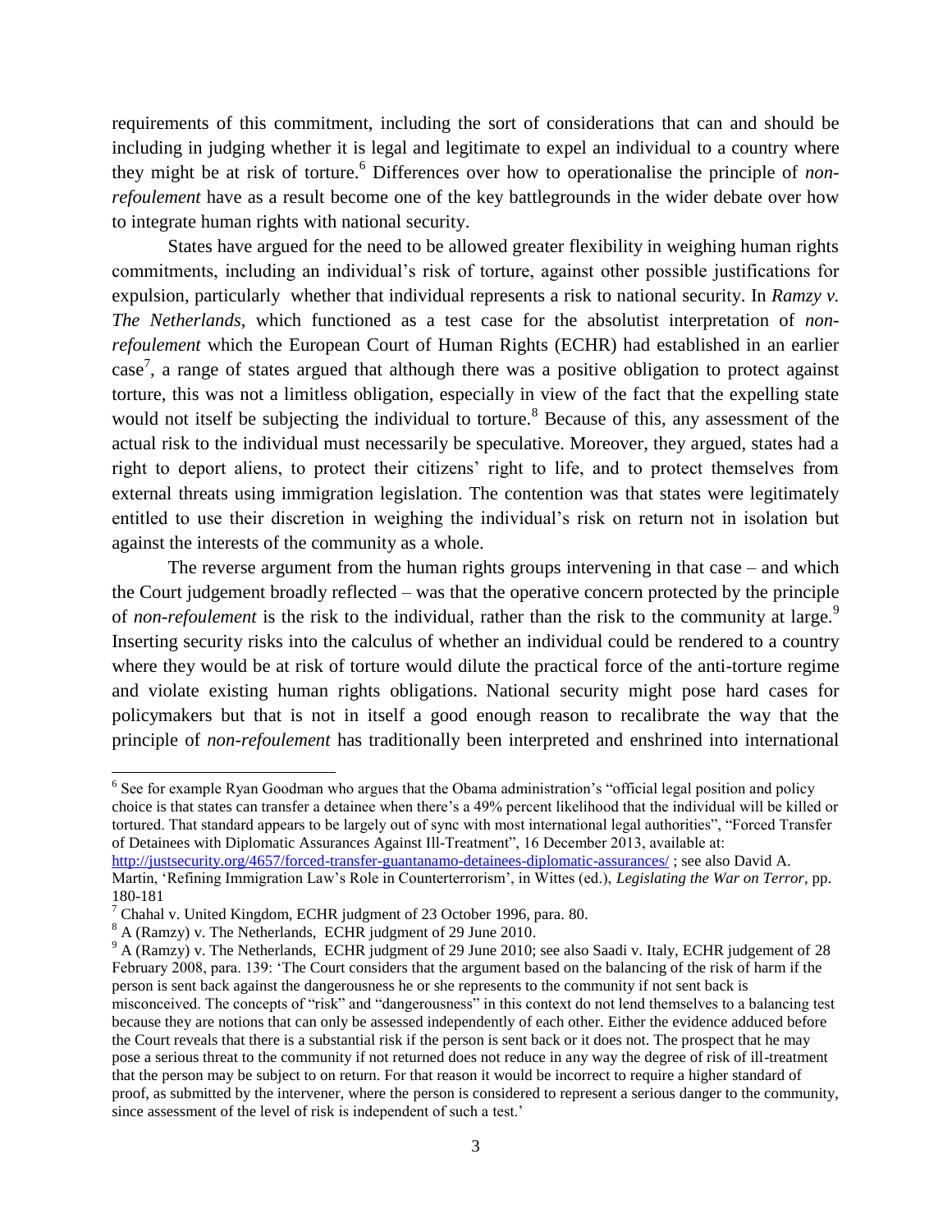requirements of this commitment, including the sort of considerations that can and should be including in judging whether it is legal and legitimate to expel an individual to a country where they might be at risk of torture.[6] Differences over how to operationalise the principle of *non-refoulement* have as a result become one of the key battlegrounds in the wider debate over how to integrate human rights with national security.

States have argued for the need to be allowed greater flexibility in weighing human rights commitments, including an individual's risk of torture, against other possible justifications for expulsion, particularly whether that individual represents a risk to national security. In *Ramzy v. The Netherlands*, which functioned as a test case for the absolutist interpretation of *non-refoulement* which the European Court of Human Rights (ECHR) had established in an earlier case[7], a range of states argued that although there was a positive obligation to protect against torture, this was not a limitless obligation, especially in view of the fact that the expelling state would not itself be subjecting the individual to torture.[8] Because of this, any assessment of the actual risk to the individual must necessarily be speculative. Moreover, they argued, states had a right to deport aliens, to protect their citizens' right to life, and to protect themselves from external threats using immigration legislation. The contention was that states were legitimately entitled to use their discretion in weighing the individual's risk on return not in isolation but against the interests of the community as a whole.

The reverse argument from the human rights groups intervening in that case – and which the Court judgement broadly reflected – was that the operative concern protected by the principle of *non-refoulement* is the risk to the individual, rather than the risk to the community at large.[9] Inserting security risks into the calculus of whether an individual could be rendered to a country where they would be at risk of torture would dilute the practical force of the anti-torture regime and violate existing human rights obligations. National security might pose hard cases for policymakers but that is not in itself a good enough reason to recalibrate the way that the principle of *non-refoulement* has traditionally been interpreted and enshrined into international

---

[6] See for example Ryan Goodman who argues that the Obama administration's "official legal position and policy choice is that states can transfer a detainee when there's a 49% percent likelihood that the individual will be killed or tortured. That standard appears to be largely out of sync with most international legal authorities", "Forced Transfer of Detainees with Diplomatic Assurances Against Ill-Treatment", 16 December 2013, available at: http://justsecurity.org/4657/forced-transfer-guantanamo-detainees-diplomatic-assurances/ ; see also David A. Martin, 'Refining Immigration Law's Role in Counterterrorism', in Wittes (ed.), *Legislating the War on Terror*, pp. 180-181

[7] Chahal v. United Kingdom, ECHR judgment of 23 October 1996, para. 80.

[8] A (Ramzy) v. The Netherlands, ECHR judgment of 29 June 2010.

[9] A (Ramzy) v. The Netherlands, ECHR judgment of 29 June 2010; see also Saadi v. Italy, ECHR judgement of 28 February 2008, para. 139: 'The Court considers that the argument based on the balancing of the risk of harm if the person is sent back against the dangerousness he or she represents to the community if not sent back is misconceived. The concepts of "risk" and "dangerousness" in this context do not lend themselves to a balancing test because they are notions that can only be assessed independently of each other. Either the evidence adduced before the Court reveals that there is a substantial risk if the person is sent back or it does not. The prospect that he may pose a serious threat to the community if not returned does not reduce in any way the degree of risk of ill-treatment that the person may be subject to on return. For that reason it would be incorrect to require a higher standard of proof, as submitted by the intervener, where the person is considered to represent a serious danger to the community, since assessment of the level of risk is independent of such a test.'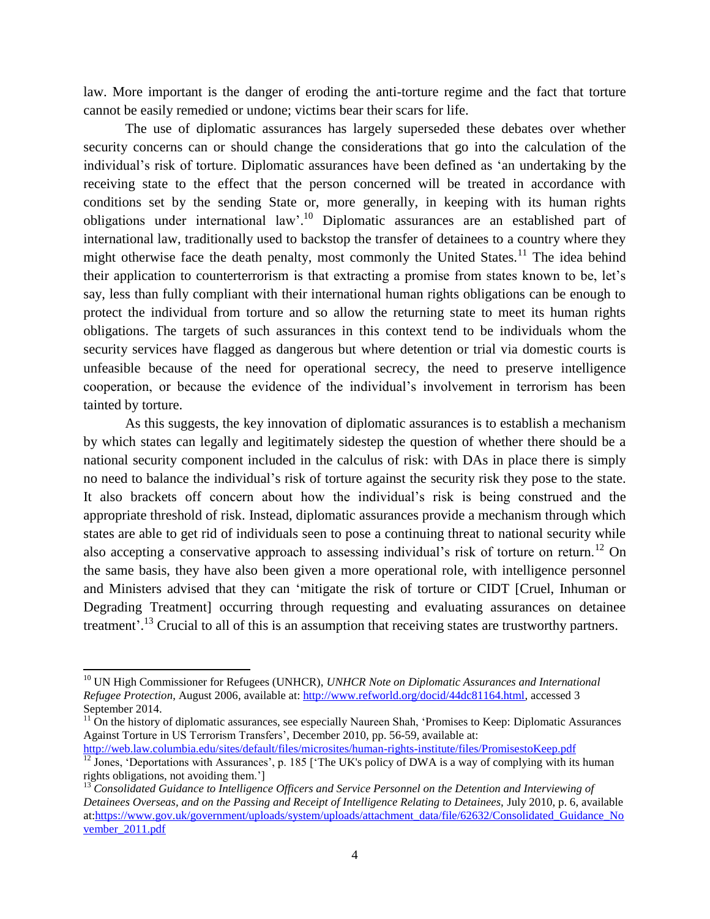law. More important is the danger of eroding the anti-torture regime and the fact that torture cannot be easily remedied or undone; victims bear their scars for life.

The use of diplomatic assurances has largely superseded these debates over whether security concerns can or should change the considerations that go into the calculation of the individual's risk of torture. Diplomatic assurances have been defined as 'an undertaking by the receiving state to the effect that the person concerned will be treated in accordance with conditions set by the sending State or, more generally, in keeping with its human rights obligations under international law'.[10] Diplomatic assurances are an established part of international law, traditionally used to backstop the transfer of detainees to a country where they might otherwise face the death penalty, most commonly the United States.[11] The idea behind their application to counterterrorism is that extracting a promise from states known to be, let's say, less than fully compliant with their international human rights obligations can be enough to protect the individual from torture and so allow the returning state to meet its human rights obligations. The targets of such assurances in this context tend to be individuals whom the security services have flagged as dangerous but where detention or trial via domestic courts is unfeasible because of the need for operational secrecy, the need to preserve intelligence cooperation, or because the evidence of the individual's involvement in terrorism has been tainted by torture.

As this suggests, the key innovation of diplomatic assurances is to establish a mechanism by which states can legally and legitimately sidestep the question of whether there should be a national security component included in the calculus of risk: with DAs in place there is simply no need to balance the individual's risk of torture against the security risk they pose to the state. It also brackets off concern about how the individual's risk is being construed and the appropriate threshold of risk. Instead, diplomatic assurances provide a mechanism through which states are able to get rid of individuals seen to pose a continuing threat to national security while also accepting a conservative approach to assessing individual's risk of torture on return.[12] On the same basis, they have also been given a more operational role, with intelligence personnel and Ministers advised that they can 'mitigate the risk of torture or CIDT [Cruel, Inhuman or Degrading Treatment] occurring through requesting and evaluating assurances on detainee treatment'.[13] Crucial to all of this is an assumption that receiving states are trustworthy partners.

---

[10] UN High Commissioner for Refugees (UNHCR), *UNHCR Note on Diplomatic Assurances and International Refugee Protection*, August 2006, available at: http://www.refworld.org/docid/44dc81164.html, accessed 3 September 2014.

[11] On the history of diplomatic assurances, see especially Naureen Shah, 'Promises to Keep: Diplomatic Assurances Against Torture in US Terrorism Transfers', December 2010, pp. 56-59, available at: http://web.law.columbia.edu/sites/default/files/microsites/human-rights-institute/files/PromisestoKeep.pdf

[12] Jones, 'Deportations with Assurances', p. 185 ['The UK's policy of DWA is a way of complying with its human rights obligations, not avoiding them.']

[13] *Consolidated Guidance to Intelligence Officers and Service Personnel on the Detention and Interviewing of Detainees Overseas, and on the Passing and Receipt of Intelligence Relating to Detainees*, July 2010, p. 6, available at:https://www.gov.uk/government/uploads/system/uploads/attachment_data/file/62632/Consolidated_Guidance_November_2011.pdf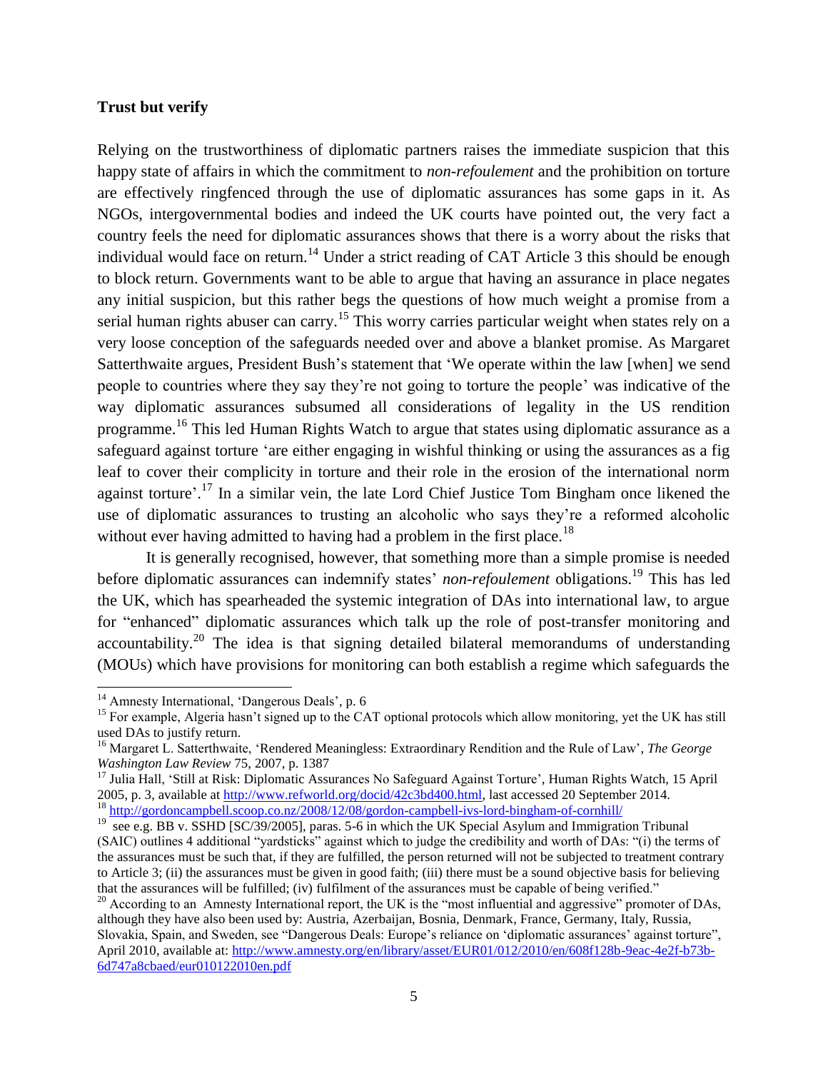**Trust but verify**

Relying on the trustworthiness of diplomatic partners raises the immediate suspicion that this happy state of affairs in which the commitment to *non-refoulement* and the prohibition on torture are effectively ringfenced through the use of diplomatic assurances has some gaps in it. As NGOs, intergovernmental bodies and indeed the UK courts have pointed out, the very fact a country feels the need for diplomatic assurances shows that there is a worry about the risks that individual would face on return.[14] Under a strict reading of CAT Article 3 this should be enough to block return. Governments want to be able to argue that having an assurance in place negates any initial suspicion, but this rather begs the questions of how much weight a promise from a serial human rights abuser can carry.[15] This worry carries particular weight when states rely on a very loose conception of the safeguards needed over and above a blanket promise. As Margaret Satterthwaite argues, President Bush's statement that 'We operate within the law [when] we send people to countries where they say they're not going to torture the people' was indicative of the way diplomatic assurances subsumed all considerations of legality in the US rendition programme.[16] This led Human Rights Watch to argue that states using diplomatic assurance as a safeguard against torture 'are either engaging in wishful thinking or using the assurances as a fig leaf to cover their complicity in torture and their role in the erosion of the international norm against torture'.[17] In a similar vein, the late Lord Chief Justice Tom Bingham once likened the use of diplomatic assurances to trusting an alcoholic who says they're a reformed alcoholic without ever having admitted to having had a problem in the first place.[18]

It is generally recognised, however, that something more than a simple promise is needed before diplomatic assurances can indemnify states' *non-refoulement* obligations.[19] This has led the UK, which has spearheaded the systemic integration of DAs into international law, to argue for "enhanced" diplomatic assurances which talk up the role of post-transfer monitoring and accountability.[20] The idea is that signing detailed bilateral memorandums of understanding (MOUs) which have provisions for monitoring can both establish a regime which safeguards the

---

[14] Amnesty International, 'Dangerous Deals', p. 6

[15] For example, Algeria hasn't signed up to the CAT optional protocols which allow monitoring, yet the UK has still used DAs to justify return.

[16] Margaret L. Satterthwaite, 'Rendered Meaningless: Extraordinary Rendition and the Rule of Law', *The George Washington Law Review* 75, 2007, p. 1387

[17] Julia Hall, 'Still at Risk: Diplomatic Assurances No Safeguard Against Torture', Human Rights Watch, 15 April 2005, p. 3, available at http://www.refworld.org/docid/42c3bd400.html, last accessed 20 September 2014.

[18] http://gordoncampbell.scoop.co.nz/2008/12/08/gordon-campbell-ivs-lord-bingham-of-cornhill/

[19] see e.g. BB v. SSHD [SC/39/2005], paras. 5-6 in which the UK Special Asylum and Immigration Tribunal (SAIC) outlines 4 additional "yardsticks" against which to judge the credibility and worth of DAs: "(i) the terms of the assurances must be such that, if they are fulfilled, the person returned will not be subjected to treatment contrary to Article 3; (ii) the assurances must be given in good faith; (iii) there must be a sound objective basis for believing that the assurances will be fulfilled; (iv) fulfilment of the assurances must be capable of being verified."

[20] According to an Amnesty International report, the UK is the "most influential and aggressive" promoter of DAs, although they have also been used by: Austria, Azerbaijan, Bosnia, Denmark, France, Germany, Italy, Russia, Slovakia, Spain, and Sweden, see "Dangerous Deals: Europe's reliance on 'diplomatic assurances' against torture", April 2010, available at: http://www.amnesty.org/en/library/asset/EUR01/012/2010/en/608f128b-9eac-4e2f-b73b-6d747a8cbaed/eur010122010en.pdf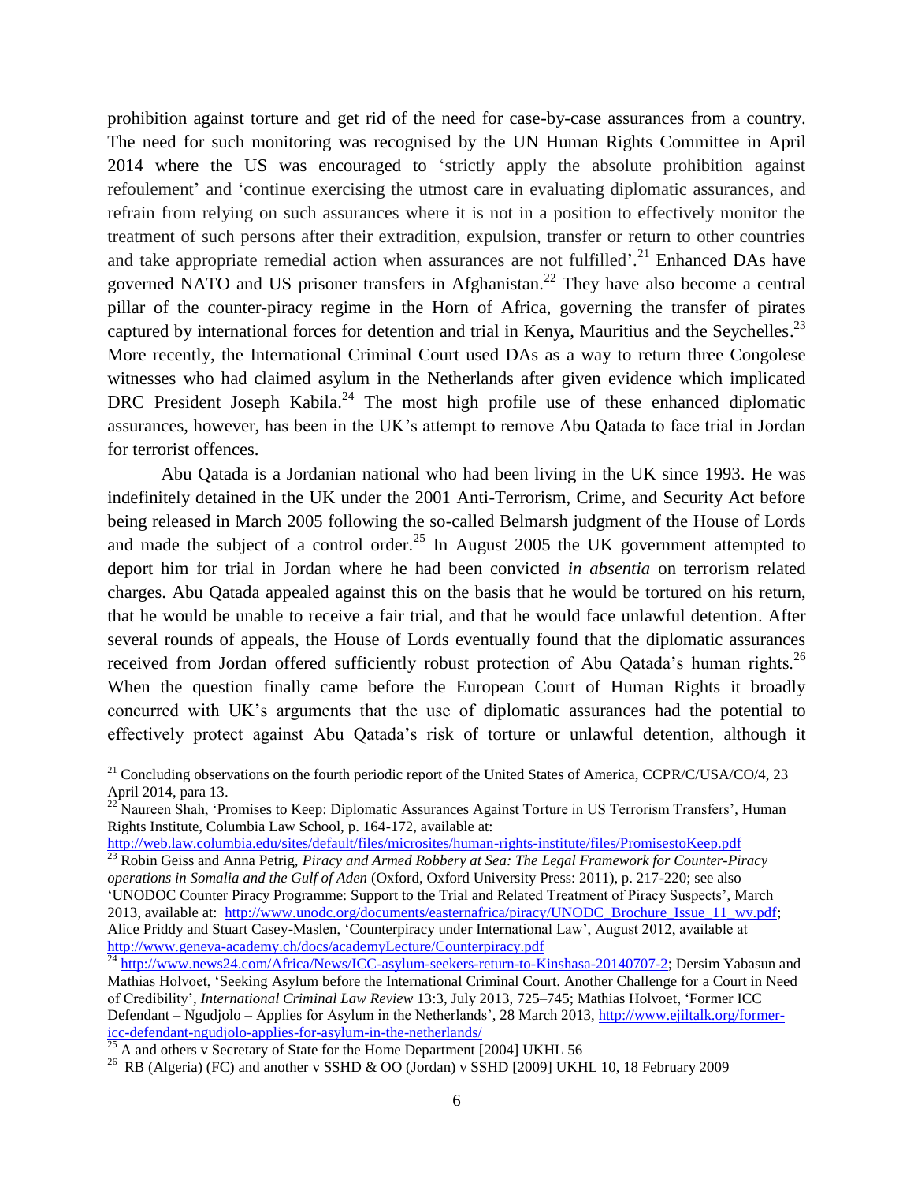prohibition against torture and get rid of the need for case-by-case assurances from a country. The need for such monitoring was recognised by the UN Human Rights Committee in April 2014 where the US was encouraged to 'strictly apply the absolute prohibition against refoulement' and 'continue exercising the utmost care in evaluating diplomatic assurances, and refrain from relying on such assurances where it is not in a position to effectively monitor the treatment of such persons after their extradition, expulsion, transfer or return to other countries and take appropriate remedial action when assurances are not fulfilled'.[21] Enhanced DAs have governed NATO and US prisoner transfers in Afghanistan.[22] They have also become a central pillar of the counter-piracy regime in the Horn of Africa, governing the transfer of pirates captured by international forces for detention and trial in Kenya, Mauritius and the Seychelles.[23] More recently, the International Criminal Court used DAs as a way to return three Congolese witnesses who had claimed asylum in the Netherlands after given evidence which implicated DRC President Joseph Kabila.[24] The most high profile use of these enhanced diplomatic assurances, however, has been in the UK's attempt to remove Abu Qatada to face trial in Jordan for terrorist offences.

Abu Qatada is a Jordanian national who had been living in the UK since 1993. He was indefinitely detained in the UK under the 2001 Anti-Terrorism, Crime, and Security Act before being released in March 2005 following the so-called Belmarsh judgment of the House of Lords and made the subject of a control order.[25] In August 2005 the UK government attempted to deport him for trial in Jordan where he had been convicted *in absentia* on terrorism related charges. Abu Qatada appealed against this on the basis that he would be tortured on his return, that he would be unable to receive a fair trial, and that he would face unlawful detention. After several rounds of appeals, the House of Lords eventually found that the diplomatic assurances received from Jordan offered sufficiently robust protection of Abu Qatada's human rights.[26] When the question finally came before the European Court of Human Rights it broadly concurred with UK's arguments that the use of diplomatic assurances had the potential to effectively protect against Abu Qatada's risk of torture or unlawful detention, although it

---

[21] Concluding observations on the fourth periodic report of the United States of America, CCPR/C/USA/CO/4, 23 April 2014, para 13.

[22] Naureen Shah, 'Promises to Keep: Diplomatic Assurances Against Torture in US Terrorism Transfers', Human Rights Institute, Columbia Law School, p. 164-172, available at: http://web.law.columbia.edu/sites/default/files/microsites/human-rights-institute/files/PromisestoKeep.pdf

[23] Robin Geiss and Anna Petrig, *Piracy and Armed Robbery at Sea: The Legal Framework for Counter-Piracy operations in Somalia and the Gulf of Aden* (Oxford, Oxford University Press: 2011), p. 217-220; see also 'UNODOC Counter Piracy Programme: Support to the Trial and Related Treatment of Piracy Suspects', March 2013, available at: http://www.unodc.org/documents/easternafrica/piracy/UNODC_Brochure_Issue_11_wv.pdf; Alice Priddy and Stuart Casey-Maslen, 'Counterpiracy under International Law', August 2012, available at http://www.geneva-academy.ch/docs/academyLecture/Counterpiracy.pdf

[24] http://www.news24.com/Africa/News/ICC-asylum-seekers-return-to-Kinshasa-20140707-2; Dersim Yabasun and Mathias Holvoet, 'Seeking Asylum before the International Criminal Court. Another Challenge for a Court in Need of Credibility', *International Criminal Law Review* 13:3, July 2013, 725–745; Mathias Holvoet, 'Former ICC Defendant – Ngudjolo – Applies for Asylum in the Netherlands', 28 March 2013, http://www.ejiltalk.org/former-icc-defendant-ngudjolo-applies-for-asylum-in-the-netherlands/

[25] A and others v Secretary of State for the Home Department [2004] UKHL 56

[26] RB (Algeria) (FC) and another v SSHD & OO (Jordan) v SSHD [2009] UKHL 10, 18 February 2009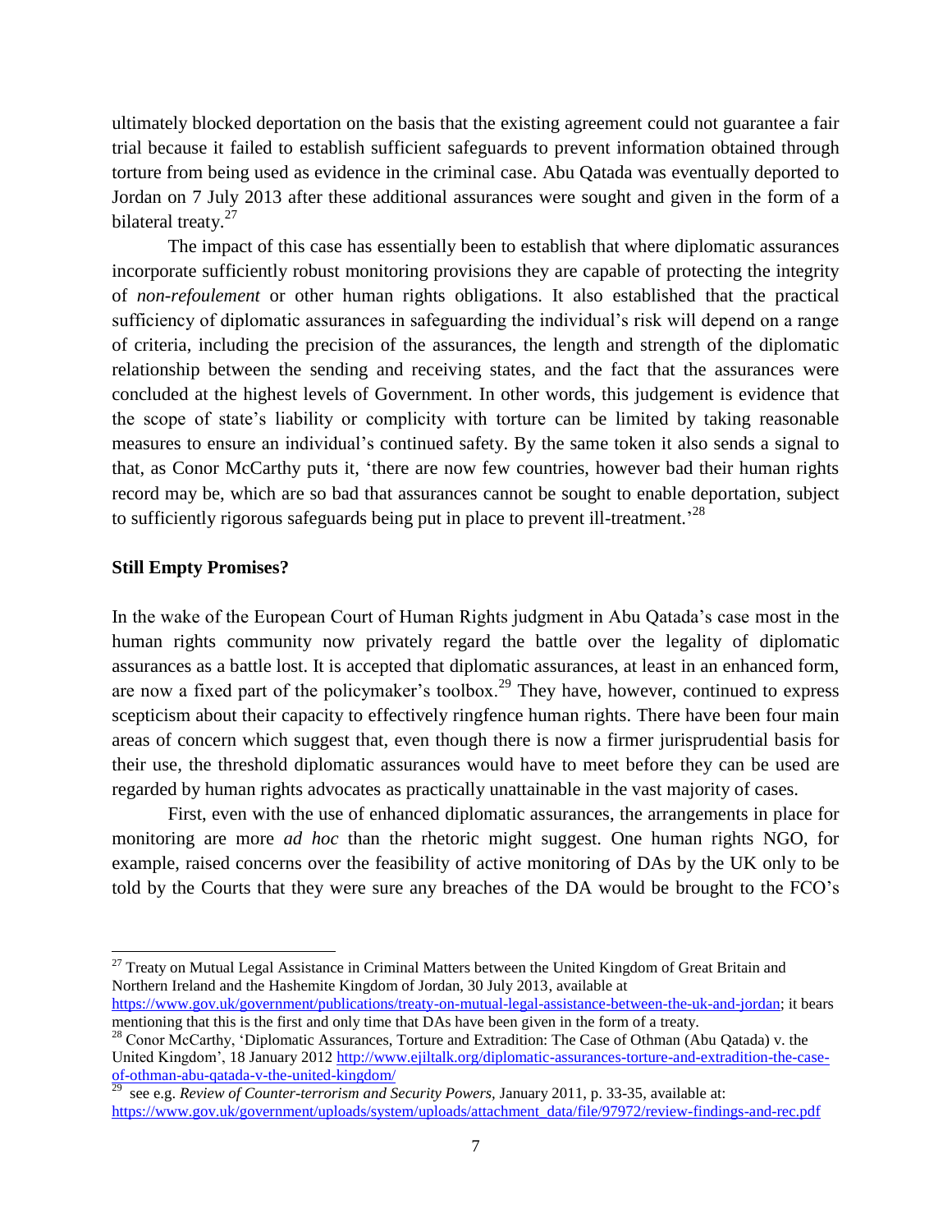ultimately blocked deportation on the basis that the existing agreement could not guarantee a fair trial because it failed to establish sufficient safeguards to prevent information obtained through torture from being used as evidence in the criminal case. Abu Qatada was eventually deported to Jordan on 7 July 2013 after these additional assurances were sought and given in the form of a bilateral treaty.[27]

The impact of this case has essentially been to establish that where diplomatic assurances incorporate sufficiently robust monitoring provisions they are capable of protecting the integrity of *non-refoulement* or other human rights obligations. It also established that the practical sufficiency of diplomatic assurances in safeguarding the individual's risk will depend on a range of criteria, including the precision of the assurances, the length and strength of the diplomatic relationship between the sending and receiving states, and the fact that the assurances were concluded at the highest levels of Government. In other words, this judgement is evidence that the scope of state's liability or complicity with torture can be limited by taking reasonable measures to ensure an individual's continued safety. By the same token it also sends a signal to that, as Conor McCarthy puts it, 'there are now few countries, however bad their human rights record may be, which are so bad that assurances cannot be sought to enable deportation, subject to sufficiently rigorous safeguards being put in place to prevent ill-treatment.'[28]

## Still Empty Promises?

In the wake of the European Court of Human Rights judgment in Abu Qatada's case most in the human rights community now privately regard the battle over the legality of diplomatic assurances as a battle lost. It is accepted that diplomatic assurances, at least in an enhanced form, are now a fixed part of the policymaker's toolbox.[29] They have, however, continued to express scepticism about their capacity to effectively ringfence human rights. There have been four main areas of concern which suggest that, even though there is now a firmer jurisprudential basis for their use, the threshold diplomatic assurances would have to meet before they can be used are regarded by human rights advocates as practically unattainable in the vast majority of cases.

First, even with the use of enhanced diplomatic assurances, the arrangements in place for monitoring are more *ad hoc* than the rhetoric might suggest. One human rights NGO, for example, raised concerns over the feasibility of active monitoring of DAs by the UK only to be told by the Courts that they were sure any breaches of the DA would be brought to the FCO's

---

[27] Treaty on Mutual Legal Assistance in Criminal Matters between the United Kingdom of Great Britain and Northern Ireland and the Hashemite Kingdom of Jordan, 30 July 2013, available at https://www.gov.uk/government/publications/treaty-on-mutual-legal-assistance-between-the-uk-and-jordan; it bears mentioning that this is the first and only time that DAs have been given in the form of a treaty.

[28] Conor McCarthy, 'Diplomatic Assurances, Torture and Extradition: The Case of Othman (Abu Qatada) v. the United Kingdom', 18 January 2012 http://www.ejiltalk.org/diplomatic-assurances-torture-and-extradition-the-case-of-othman-abu-qatada-v-the-united-kingdom/

[29] see e.g. *Review of Counter-terrorism and Security Powers*, January 2011, p. 33-35, available at: https://www.gov.uk/government/uploads/system/uploads/attachment_data/file/97972/review-findings-and-rec.pdf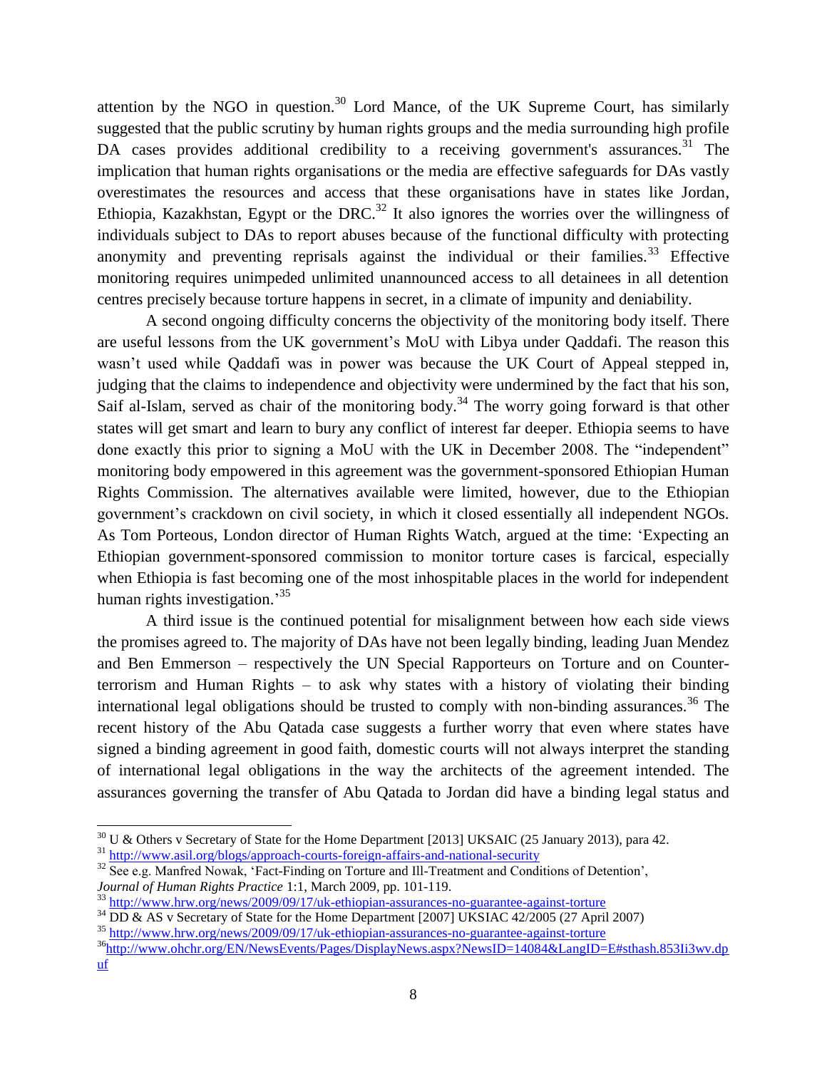attention by the NGO in question.[30] Lord Mance, of the UK Supreme Court, has similarly suggested that the public scrutiny by human rights groups and the media surrounding high profile DA cases provides additional credibility to a receiving government's assurances.[31] The implication that human rights organisations or the media are effective safeguards for DAs vastly overestimates the resources and access that these organisations have in states like Jordan, Ethiopia, Kazakhstan, Egypt or the DRC.[32] It also ignores the worries over the willingness of individuals subject to DAs to report abuses because of the functional difficulty with protecting anonymity and preventing reprisals against the individual or their families.[33] Effective monitoring requires unimpeded unlimited unannounced access to all detainees in all detention centres precisely because torture happens in secret, in a climate of impunity and deniability.

A second ongoing difficulty concerns the objectivity of the monitoring body itself. There are useful lessons from the UK government's MoU with Libya under Qaddafi. The reason this wasn't used while Qaddafi was in power was because the UK Court of Appeal stepped in, judging that the claims to independence and objectivity were undermined by the fact that his son, Saif al-Islam, served as chair of the monitoring body.[34] The worry going forward is that other states will get smart and learn to bury any conflict of interest far deeper. Ethiopia seems to have done exactly this prior to signing a MoU with the UK in December 2008. The "independent" monitoring body empowered in this agreement was the government-sponsored Ethiopian Human Rights Commission. The alternatives available were limited, however, due to the Ethiopian government's crackdown on civil society, in which it closed essentially all independent NGOs. As Tom Porteous, London director of Human Rights Watch, argued at the time: 'Expecting an Ethiopian government-sponsored commission to monitor torture cases is farcical, especially when Ethiopia is fast becoming one of the most inhospitable places in the world for independent human rights investigation.'[35]

A third issue is the continued potential for misalignment between how each side views the promises agreed to. The majority of DAs have not been legally binding, leading Juan Mendez and Ben Emmerson – respectively the UN Special Rapporteurs on Torture and on Counter-terrorism and Human Rights – to ask why states with a history of violating their binding international legal obligations should be trusted to comply with non-binding assurances.[36] The recent history of the Abu Qatada case suggests a further worry that even where states have signed a binding agreement in good faith, domestic courts will not always interpret the standing of international legal obligations in the way the architects of the agreement intended. The assurances governing the transfer of Abu Qatada to Jordan did have a binding legal status and

---

[30] U & Others v Secretary of State for the Home Department [2013] UKSAIC (25 January 2013), para 42.

[31] http://www.asil.org/blogs/approach-courts-foreign-affairs-and-national-security

[32] See e.g. Manfred Nowak, 'Fact-Finding on Torture and Ill-Treatment and Conditions of Detention', *Journal of Human Rights Practice* 1:1, March 2009, pp. 101-119.

[33] http://www.hrw.org/news/2009/09/17/uk-ethiopian-assurances-no-guarantee-against-torture

[34] DD & AS v Secretary of State for the Home Department [2007] UKSIAC 42/2005 (27 April 2007)

[35] http://www.hrw.org/news/2009/09/17/uk-ethiopian-assurances-no-guarantee-against-torture

[36] http://www.ohchr.org/EN/NewsEvents/Pages/DisplayNews.aspx?NewsID=14084&LangID=E#sthash.853Ii3wv.dpuf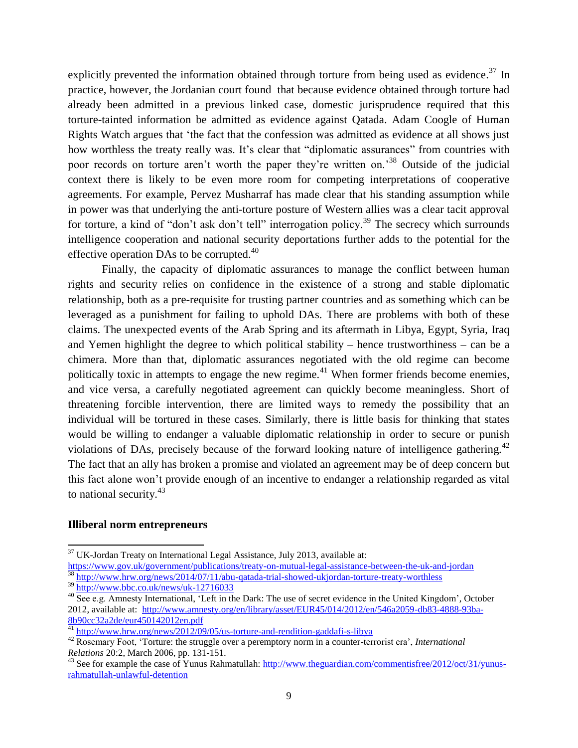explicitly prevented the information obtained through torture from being used as evidence.[37] In practice, however, the Jordanian court found that because evidence obtained through torture had already been admitted in a previous linked case, domestic jurisprudence required that this torture-tainted information be admitted as evidence against Qatada. Adam Coogle of Human Rights Watch argues that 'the fact that the confession was admitted as evidence at all shows just how worthless the treaty really was. It's clear that "diplomatic assurances" from countries with poor records on torture aren't worth the paper they're written on.'[38] Outside of the judicial context there is likely to be even more room for competing interpretations of cooperative agreements. For example, Pervez Musharraf has made clear that his standing assumption while in power was that underlying the anti-torture posture of Western allies was a clear tacit approval for torture, a kind of "don't ask don't tell" interrogation policy.[39] The secrecy which surrounds intelligence cooperation and national security deportations further adds to the potential for the effective operation DAs to be corrupted.[40]

Finally, the capacity of diplomatic assurances to manage the conflict between human rights and security relies on confidence in the existence of a strong and stable diplomatic relationship, both as a pre-requisite for trusting partner countries and as something which can be leveraged as a punishment for failing to uphold DAs. There are problems with both of these claims. The unexpected events of the Arab Spring and its aftermath in Libya, Egypt, Syria, Iraq and Yemen highlight the degree to which political stability – hence trustworthiness – can be a chimera. More than that, diplomatic assurances negotiated with the old regime can become politically toxic in attempts to engage the new regime.[41] When former friends become enemies, and vice versa, a carefully negotiated agreement can quickly become meaningless. Short of threatening forcible intervention, there are limited ways to remedy the possibility that an individual will be tortured in these cases. Similarly, there is little basis for thinking that states would be willing to endanger a valuable diplomatic relationship in order to secure or punish violations of DAs, precisely because of the forward looking nature of intelligence gathering.[42] The fact that an ally has broken a promise and violated an agreement may be of deep concern but this fact alone won't provide enough of an incentive to endanger a relationship regarded as vital to national security.[43]

## Illiberal norm entrepreneurs

---

[37] UK-Jordan Treaty on International Legal Assistance, July 2013, available at: https://www.gov.uk/government/publications/treaty-on-mutual-legal-assistance-between-the-uk-and-jordan

[38] http://www.hrw.org/news/2014/07/11/abu-qatada-trial-showed-ukjordan-torture-treaty-worthless

[39] http://www.bbc.co.uk/news/uk-12716033

[40] See e.g. Amnesty International, 'Left in the Dark: The use of secret evidence in the United Kingdom', October 2012, available at: http://www.amnesty.org/en/library/asset/EUR45/014/2012/en/546a2059-db83-4888-93ba-8b90cc32a2de/eur450142012en.pdf

[41] http://www.hrw.org/news/2012/09/05/us-torture-and-rendition-gaddafi-s-libya

[42] Rosemary Foot, 'Torture: the struggle over a peremptory norm in a counter-terrorist era', *International Relations* 20:2, March 2006, pp. 131-151.

[43] See for example the case of Yunus Rahmatullah: http://www.theguardian.com/commentisfree/2012/oct/31/yunus-rahmatullah-unlawful-detention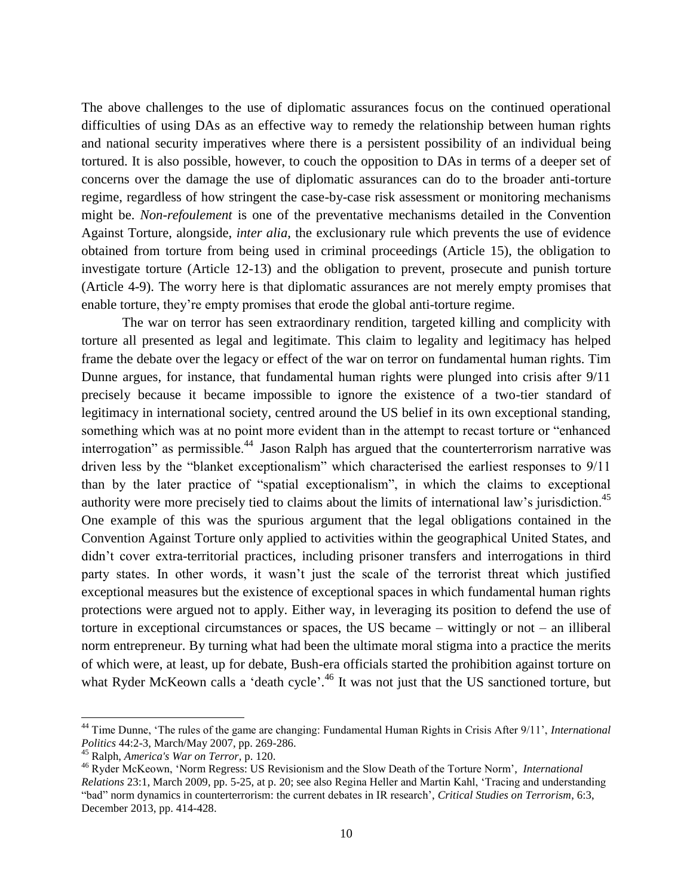The above challenges to the use of diplomatic assurances focus on the continued operational difficulties of using DAs as an effective way to remedy the relationship between human rights and national security imperatives where there is a persistent possibility of an individual being tortured. It is also possible, however, to couch the opposition to DAs in terms of a deeper set of concerns over the damage the use of diplomatic assurances can do to the broader anti-torture regime, regardless of how stringent the case-by-case risk assessment or monitoring mechanisms might be. *Non-refoulement* is one of the preventative mechanisms detailed in the Convention Against Torture, alongside, *inter alia*, the exclusionary rule which prevents the use of evidence obtained from torture from being used in criminal proceedings (Article 15), the obligation to investigate torture (Article 12-13) and the obligation to prevent, prosecute and punish torture (Article 4-9). The worry here is that diplomatic assurances are not merely empty promises that enable torture, they're empty promises that erode the global anti-torture regime.

The war on terror has seen extraordinary rendition, targeted killing and complicity with torture all presented as legal and legitimate. This claim to legality and legitimacy has helped frame the debate over the legacy or effect of the war on terror on fundamental human rights. Tim Dunne argues, for instance, that fundamental human rights were plunged into crisis after 9/11 precisely because it became impossible to ignore the existence of a two-tier standard of legitimacy in international society, centred around the US belief in its own exceptional standing, something which was at no point more evident than in the attempt to recast torture or "enhanced interrogation" as permissible.[44] Jason Ralph has argued that the counterterrorism narrative was driven less by the "blanket exceptionalism" which characterised the earliest responses to 9/11 than by the later practice of "spatial exceptionalism", in which the claims to exceptional authority were more precisely tied to claims about the limits of international law's jurisdiction.[45] One example of this was the spurious argument that the legal obligations contained in the Convention Against Torture only applied to activities within the geographical United States, and didn't cover extra-territorial practices, including prisoner transfers and interrogations in third party states. In other words, it wasn't just the scale of the terrorist threat which justified exceptional measures but the existence of exceptional spaces in which fundamental human rights protections were argued not to apply. Either way, in leveraging its position to defend the use of torture in exceptional circumstances or spaces, the US became – wittingly or not – an illiberal norm entrepreneur. By turning what had been the ultimate moral stigma into a practice the merits of which were, at least, up for debate, Bush-era officials started the prohibition against torture on what Ryder McKeown calls a 'death cycle'.[46] It was not just that the US sanctioned torture, but

---

[44] Time Dunne, 'The rules of the game are changing: Fundamental Human Rights in Crisis After 9/11', *International Politics* 44:2-3, March/May 2007, pp. 269-286.

[45] Ralph, *America's War on Terror*, p. 120.

[46] Ryder McKeown, 'Norm Regress: US Revisionism and the Slow Death of the Torture Norm', *International Relations* 23:1, March 2009, pp. 5-25, at p. 20; see also Regina Heller and Martin Kahl, 'Tracing and understanding "bad" norm dynamics in counterterrorism: the current debates in IR research', *Critical Studies on Terrorism*, 6:3, December 2013, pp. 414-428.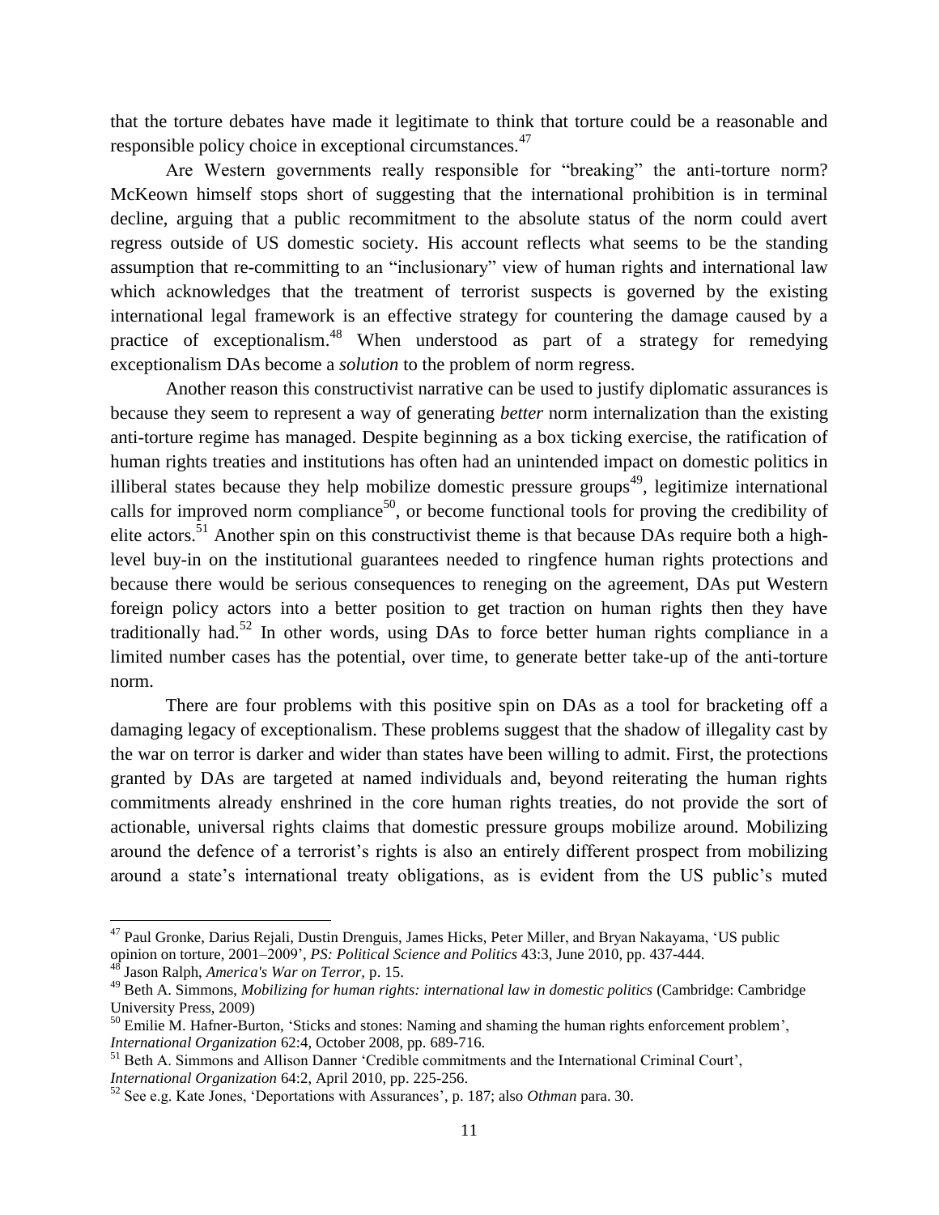that the torture debates have made it legitimate to think that torture could be a reasonable and responsible policy choice in exceptional circumstances.[47]

Are Western governments really responsible for "breaking" the anti-torture norm? McKeown himself stops short of suggesting that the international prohibition is in terminal decline, arguing that a public recommitment to the absolute status of the norm could avert regress outside of US domestic society. His account reflects what seems to be the standing assumption that re-committing to an "inclusionary" view of human rights and international law which acknowledges that the treatment of terrorist suspects is governed by the existing international legal framework is an effective strategy for countering the damage caused by a practice of exceptionalism.[48] When understood as part of a strategy for remedying exceptionalism DAs become a *solution* to the problem of norm regress.

Another reason this constructivist narrative can be used to justify diplomatic assurances is because they seem to represent a way of generating *better* norm internalization than the existing anti-torture regime has managed. Despite beginning as a box ticking exercise, the ratification of human rights treaties and institutions has often had an unintended impact on domestic politics in illiberal states because they help mobilize domestic pressure groups[49], legitimize international calls for improved norm compliance[50], or become functional tools for proving the credibility of elite actors.[51] Another spin on this constructivist theme is that because DAs require both a high-level buy-in on the institutional guarantees needed to ringfence human rights protections and because there would be serious consequences to reneging on the agreement, DAs put Western foreign policy actors into a better position to get traction on human rights then they have traditionally had.[52] In other words, using DAs to force better human rights compliance in a limited number cases has the potential, over time, to generate better take-up of the anti-torture norm.

There are four problems with this positive spin on DAs as a tool for bracketing off a damaging legacy of exceptionalism. These problems suggest that the shadow of illegality cast by the war on terror is darker and wider than states have been willing to admit. First, the protections granted by DAs are targeted at named individuals and, beyond reiterating the human rights commitments already enshrined in the core human rights treaties, do not provide the sort of actionable, universal rights claims that domestic pressure groups mobilize around. Mobilizing around the defence of a terrorist's rights is also an entirely different prospect from mobilizing around a state's international treaty obligations, as is evident from the US public's muted

---

[47] Paul Gronke, Darius Rejali, Dustin Drenguis, James Hicks, Peter Miller, and Bryan Nakayama, 'US public opinion on torture, 2001–2009', *PS: Political Science and Politics* 43:3, June 2010, pp. 437-444.

[48] Jason Ralph, *America's War on Terror*, p. 15.

[49] Beth A. Simmons, *Mobilizing for human rights: international law in domestic politics* (Cambridge: Cambridge University Press, 2009)

[50] Emilie M. Hafner-Burton, 'Sticks and stones: Naming and shaming the human rights enforcement problem', *International Organization* 62:4, October 2008, pp. 689-716.

[51] Beth A. Simmons and Allison Danner 'Credible commitments and the International Criminal Court', *International Organization* 64:2, April 2010, pp. 225-256.

[52] See e.g. Kate Jones, 'Deportations with Assurances', p. 187; also *Othman* para. 30.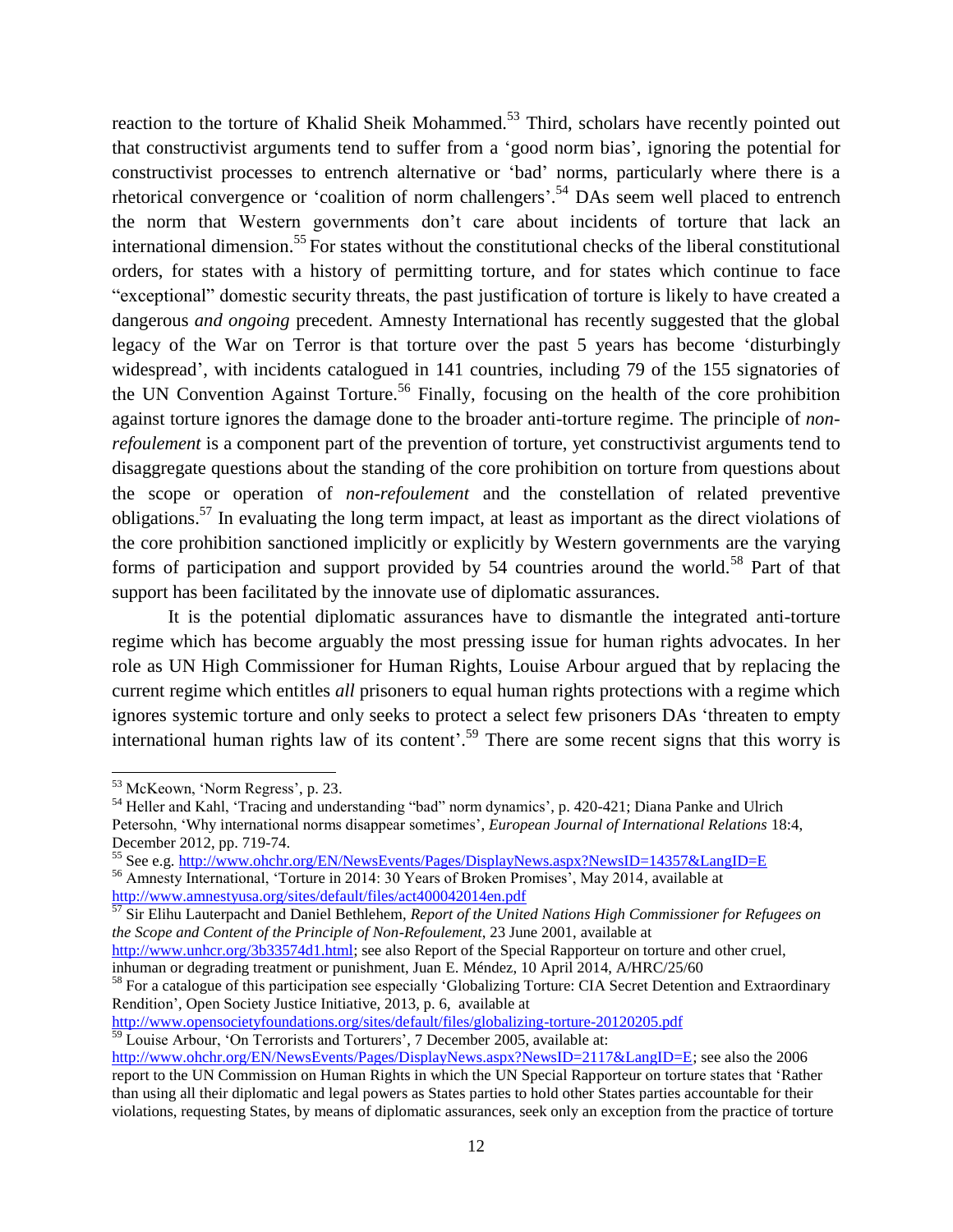reaction to the torture of Khalid Sheik Mohammed.[53] Third, scholars have recently pointed out that constructivist arguments tend to suffer from a 'good norm bias', ignoring the potential for constructivist processes to entrench alternative or 'bad' norms, particularly where there is a rhetorical convergence or 'coalition of norm challengers'.[54] DAs seem well placed to entrench the norm that Western governments don't care about incidents of torture that lack an international dimension.[55] For states without the constitutional checks of the liberal constitutional orders, for states with a history of permitting torture, and for states which continue to face "exceptional" domestic security threats, the past justification of torture is likely to have created a dangerous *and ongoing* precedent. Amnesty International has recently suggested that the global legacy of the War on Terror is that torture over the past 5 years has become 'disturbingly widespread', with incidents catalogued in 141 countries, including 79 of the 155 signatories of the UN Convention Against Torture.[56] Finally, focusing on the health of the core prohibition against torture ignores the damage done to the broader anti-torture regime. The principle of *non-refoulement* is a component part of the prevention of torture, yet constructivist arguments tend to disaggregate questions about the standing of the core prohibition on torture from questions about the scope or operation of *non-refoulement* and the constellation of related preventive obligations.[57] In evaluating the long term impact, at least as important as the direct violations of the core prohibition sanctioned implicitly or explicitly by Western governments are the varying forms of participation and support provided by 54 countries around the world.[58] Part of that support has been facilitated by the innovate use of diplomatic assurances.

It is the potential diplomatic assurances have to dismantle the integrated anti-torture regime which has become arguably the most pressing issue for human rights advocates. In her role as UN High Commissioner for Human Rights, Louise Arbour argued that by replacing the current regime which entitles *all* prisoners to equal human rights protections with a regime which ignores systemic torture and only seeks to protect a select few prisoners DAs 'threaten to empty international human rights law of its content'.[59] There are some recent signs that this worry is

---

[53] McKeown, 'Norm Regress', p. 23.

[54] Heller and Kahl, 'Tracing and understanding "bad" norm dynamics', p. 420-421; Diana Panke and Ulrich Petersohn, 'Why international norms disappear sometimes', *European Journal of International Relations* 18:4, December 2012, pp. 719-74.

[55] See e.g. http://www.ohchr.org/EN/NewsEvents/Pages/DisplayNews.aspx?NewsID=14357&LangID=E

[56] Amnesty International, 'Torture in 2014: 30 Years of Broken Promises', May 2014, available at http://www.amnestyusa.org/sites/default/files/act400042014en.pdf

[57] Sir Elihu Lauterpacht and Daniel Bethlehem, *Report of the United Nations High Commissioner for Refugees on the Scope and Content of the Principle of Non-Refoulement*, 23 June 2001, available at http://www.unhcr.org/3b33574d1.html; see also Report of the Special Rapporteur on torture and other cruel, inhuman or degrading treatment or punishment, Juan E. Méndez, 10 April 2014, A/HRC/25/60

[58] For a catalogue of this participation see especially 'Globalizing Torture: CIA Secret Detention and Extraordinary Rendition', Open Society Justice Initiative, 2013, p. 6, available at http://www.opensocietyfoundations.org/sites/default/files/globalizing-torture-20120205.pdf

[59] Louise Arbour, 'On Terrorists and Torturers', 7 December 2005, available at: http://www.ohchr.org/EN/NewsEvents/Pages/DisplayNews.aspx?NewsID=2117&LangID=E; see also the 2006 report to the UN Commission on Human Rights in which the UN Special Rapporteur on torture states that 'Rather than using all their diplomatic and legal powers as States parties to hold other States parties accountable for their violations, requesting States, by means of diplomatic assurances, seek only an exception from the practice of torture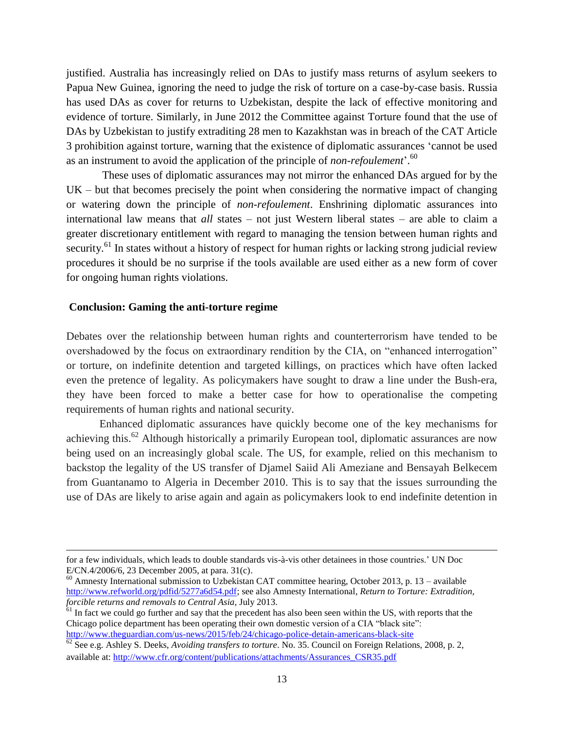justified. Australia has increasingly relied on DAs to justify mass returns of asylum seekers to Papua New Guinea, ignoring the need to judge the risk of torture on a case-by-case basis. Russia has used DAs as cover for returns to Uzbekistan, despite the lack of effective monitoring and evidence of torture. Similarly, in June 2012 the Committee against Torture found that the use of DAs by Uzbekistan to justify extraditing 28 men to Kazakhstan was in breach of the CAT Article 3 prohibition against torture, warning that the existence of diplomatic assurances 'cannot be used as an instrument to avoid the application of the principle of *non-refoulement*'.[60]

These uses of diplomatic assurances may not mirror the enhanced DAs argued for by the UK – but that becomes precisely the point when considering the normative impact of changing or watering down the principle of *non-refoulement*. Enshrining diplomatic assurances into international law means that *all* states – not just Western liberal states – are able to claim a greater discretionary entitlement with regard to managing the tension between human rights and security.[61] In states without a history of respect for human rights or lacking strong judicial review procedures it should be no surprise if the tools available are used either as a new form of cover for ongoing human rights violations.

## Conclusion: Gaming the anti-torture regime

Debates over the relationship between human rights and counterterrorism have tended to be overshadowed by the focus on extraordinary rendition by the CIA, on "enhanced interrogation" or torture, on indefinite detention and targeted killings, on practices which have often lacked even the pretence of legality. As policymakers have sought to draw a line under the Bush-era, they have been forced to make a better case for how to operationalise the competing requirements of human rights and national security.

Enhanced diplomatic assurances have quickly become one of the key mechanisms for achieving this.[62] Although historically a primarily European tool, diplomatic assurances are now being used on an increasingly global scale. The US, for example, relied on this mechanism to backstop the legality of the US transfer of Djamel Saiid Ali Ameziane and Bensayah Belkecem from Guantanamo to Algeria in December 2010. This is to say that the issues surrounding the use of DAs are likely to arise again and again as policymakers look to end indefinite detention in

---

for a few individuals, which leads to double standards vis-à-vis other detainees in those countries.' UN Doc E/CN.4/2006/6, 23 December 2005, at para. 31(c).

[60] Amnesty International submission to Uzbekistan CAT committee hearing, October 2013, p. 13 – available http://www.refworld.org/pdfid/5277a6d54.pdf; see also Amnesty International, *Return to Torture: Extradition, forcible returns and removals to Central Asia*, July 2013.

[61] In fact we could go further and say that the precedent has also been seen within the US, with reports that the Chicago police department has been operating their own domestic version of a CIA "black site": http://www.theguardian.com/us-news/2015/feb/24/chicago-police-detain-americans-black-site

[62] See e.g. Ashley S. Deeks, *Avoiding transfers to torture*. No. 35. Council on Foreign Relations, 2008, p. 2, available at: http://www.cfr.org/content/publications/attachments/Assurances_CSR35.pdf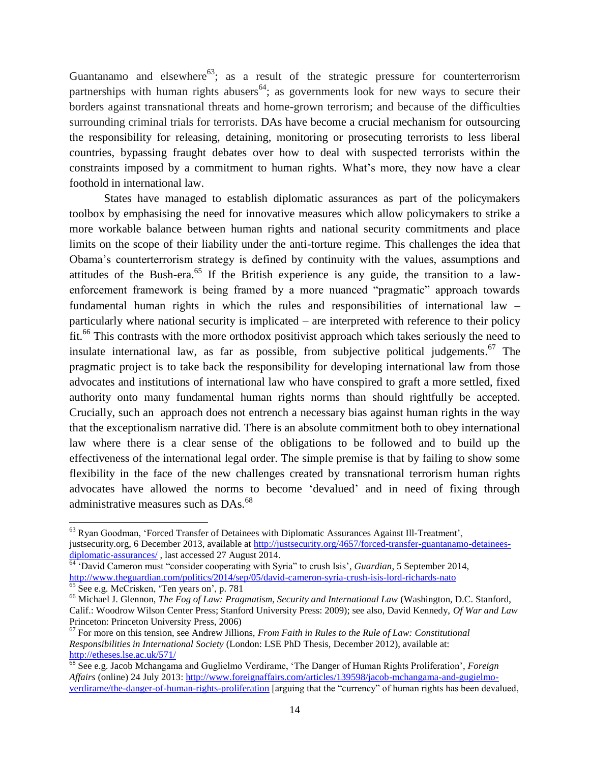Guantanamo and elsewhere[63]; as a result of the strategic pressure for counterterrorism partnerships with human rights abusers[64]; as governments look for new ways to secure their borders against transnational threats and home-grown terrorism; and because of the difficulties surrounding criminal trials for terrorists. DAs have become a crucial mechanism for outsourcing the responsibility for releasing, detaining, monitoring or prosecuting terrorists to less liberal countries, bypassing fraught debates over how to deal with suspected terrorists within the constraints imposed by a commitment to human rights. What's more, they now have a clear foothold in international law.

States have managed to establish diplomatic assurances as part of the policymakers toolbox by emphasising the need for innovative measures which allow policymakers to strike a more workable balance between human rights and national security commitments and place limits on the scope of their liability under the anti-torture regime. This challenges the idea that Obama's counterterrorism strategy is defined by continuity with the values, assumptions and attitudes of the Bush-era.[65] If the British experience is any guide, the transition to a law-enforcement framework is being framed by a more nuanced "pragmatic" approach towards fundamental human rights in which the rules and responsibilities of international law – particularly where national security is implicated – are interpreted with reference to their policy fit.[66] This contrasts with the more orthodox positivist approach which takes seriously the need to insulate international law, as far as possible, from subjective political judgements.[67] The pragmatic project is to take back the responsibility for developing international law from those advocates and institutions of international law who have conspired to graft a more settled, fixed authority onto many fundamental human rights norms than should rightfully be accepted. Crucially, such an approach does not entrench a necessary bias against human rights in the way that the exceptionalism narrative did. There is an absolute commitment both to obey international law where there is a clear sense of the obligations to be followed and to build up the effectiveness of the international legal order. The simple premise is that by failing to show some flexibility in the face of the new challenges created by transnational terrorism human rights advocates have allowed the norms to become 'devalued' and in need of fixing through administrative measures such as DAs.[68]

---

[63] Ryan Goodman, 'Forced Transfer of Detainees with Diplomatic Assurances Against Ill-Treatment', justsecurity.org, 6 December 2013, available at http://justsecurity.org/4657/forced-transfer-guantanamo-detainees-diplomatic-assurances/ , last accessed 27 August 2014.

[64] 'David Cameron must "consider cooperating with Syria" to crush Isis', *Guardian*, 5 September 2014, http://www.theguardian.com/politics/2014/sep/05/david-cameron-syria-crush-isis-lord-richards-nato

[65] See e.g. McCrisken, 'Ten years on', p. 781

[66] Michael J. Glennon, *The Fog of Law: Pragmatism, Security and International Law* (Washington, D.C. Stanford, Calif.: Woodrow Wilson Center Press; Stanford University Press: 2009); see also, David Kennedy, *Of War and Law* Princeton: Princeton University Press, 2006)

[67] For more on this tension, see Andrew Jillions, *From Faith in Rules to the Rule of Law: Constitutional Responsibilities in International Society* (London: LSE PhD Thesis, December 2012), available at: http://etheses.lse.ac.uk/571/

[68] See e.g. Jacob Mchangama and Guglielmo Verdirame, 'The Danger of Human Rights Proliferation', *Foreign Affairs* (online) 24 July 2013: http://www.foreignaffairs.com/articles/139598/jacob-mchangama-and-gugielmo-verdirame/the-danger-of-human-rights-proliferation [arguing that the "currency" of human rights has been devalued,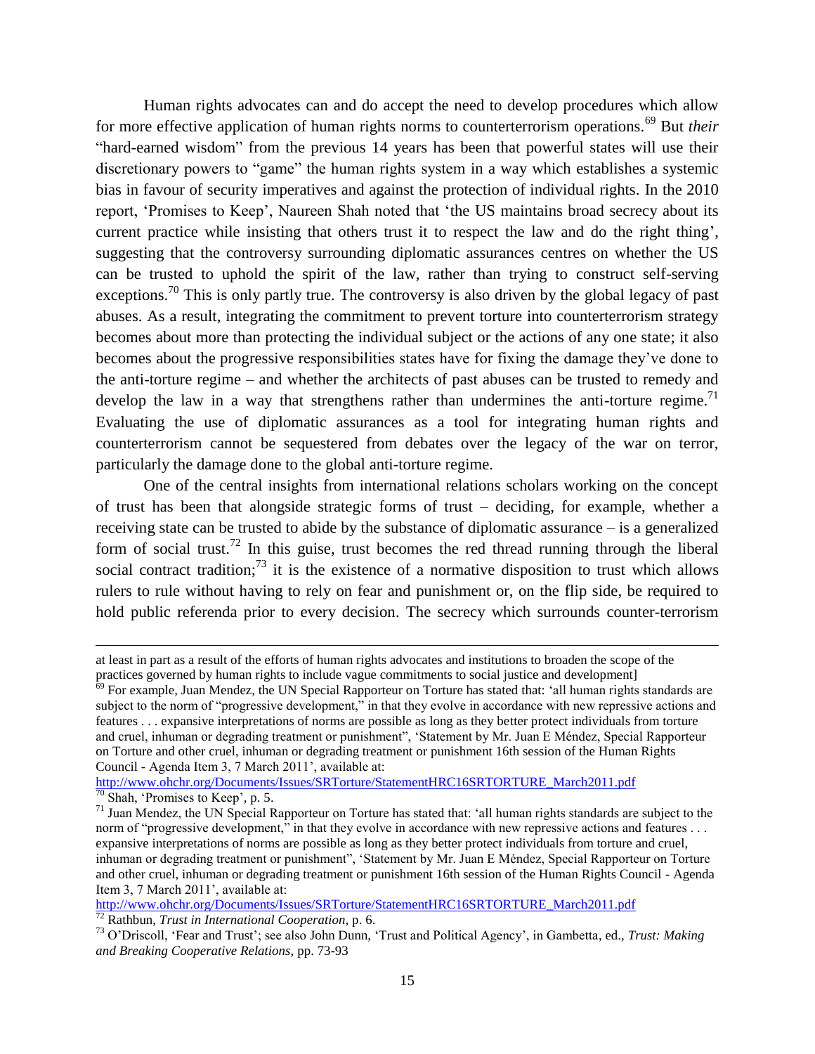Human rights advocates can and do accept the need to develop procedures which allow for more effective application of human rights norms to counterterrorism operations.[69] But *their* "hard-earned wisdom" from the previous 14 years has been that powerful states will use their discretionary powers to "game" the human rights system in a way which establishes a systemic bias in favour of security imperatives and against the protection of individual rights. In the 2010 report, 'Promises to Keep', Naureen Shah noted that 'the US maintains broad secrecy about its current practice while insisting that others trust it to respect the law and do the right thing', suggesting that the controversy surrounding diplomatic assurances centres on whether the US can be trusted to uphold the spirit of the law, rather than trying to construct self-serving exceptions.[70] This is only partly true. The controversy is also driven by the global legacy of past abuses. As a result, integrating the commitment to prevent torture into counterterrorism strategy becomes about more than protecting the individual subject or the actions of any one state; it also becomes about the progressive responsibilities states have for fixing the damage they've done to the anti-torture regime – and whether the architects of past abuses can be trusted to remedy and develop the law in a way that strengthens rather than undermines the anti-torture regime.[71] Evaluating the use of diplomatic assurances as a tool for integrating human rights and counterterrorism cannot be sequestered from debates over the legacy of the war on terror, particularly the damage done to the global anti-torture regime.

One of the central insights from international relations scholars working on the concept of trust has been that alongside strategic forms of trust – deciding, for example, whether a receiving state can be trusted to abide by the substance of diplomatic assurance – is a generalized form of social trust.[72] In this guise, trust becomes the red thread running through the liberal social contract tradition;[73] it is the existence of a normative disposition to trust which allows rulers to rule without having to rely on fear and punishment or, on the flip side, be required to hold public referenda prior to every decision. The secrecy which surrounds counter-terrorism

---

at least in part as a result of the efforts of human rights advocates and institutions to broaden the scope of the practices governed by human rights to include vague commitments to social justice and development]

[69] For example, Juan Mendez, the UN Special Rapporteur on Torture has stated that: 'all human rights standards are subject to the norm of "progressive development," in that they evolve in accordance with new repressive actions and features . . . expansive interpretations of norms are possible as long as they better protect individuals from torture and cruel, inhuman or degrading treatment or punishment", 'Statement by Mr. Juan E Méndez, Special Rapporteur on Torture and other cruel, inhuman or degrading treatment or punishment 16th session of the Human Rights Council - Agenda Item 3, 7 March 2011', available at: http://www.ohchr.org/Documents/Issues/SRTorture/StatementHRC16SRTORTURE_March2011.pdf

[70] Shah, 'Promises to Keep', p. 5.

[71] Juan Mendez, the UN Special Rapporteur on Torture has stated that: 'all human rights standards are subject to the norm of "progressive development," in that they evolve in accordance with new repressive actions and features . . . expansive interpretations of norms are possible as long as they better protect individuals from torture and cruel, inhuman or degrading treatment or punishment", 'Statement by Mr. Juan E Méndez, Special Rapporteur on Torture and other cruel, inhuman or degrading treatment or punishment 16th session of the Human Rights Council - Agenda Item 3, 7 March 2011', available at: http://www.ohchr.org/Documents/Issues/SRTorture/StatementHRC16SRTORTURE_March2011.pdf

[72] Rathbun, *Trust in International Cooperation*, p. 6.

[73] O'Driscoll, 'Fear and Trust'; see also John Dunn, 'Trust and Political Agency', in Gambetta, ed., *Trust: Making and Breaking Cooperative Relations*, pp. 73-93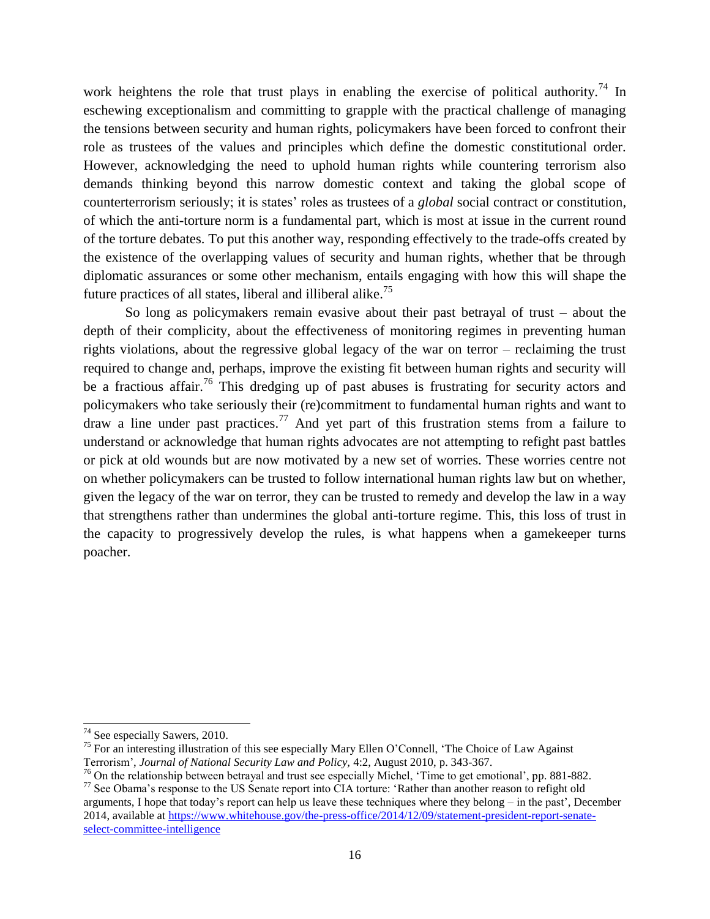work heightens the role that trust plays in enabling the exercise of political authority.[74] In eschewing exceptionalism and committing to grapple with the practical challenge of managing the tensions between security and human rights, policymakers have been forced to confront their role as trustees of the values and principles which define the domestic constitutional order. However, acknowledging the need to uphold human rights while countering terrorism also demands thinking beyond this narrow domestic context and taking the global scope of counterterrorism seriously; it is states' roles as trustees of a *global* social contract or constitution, of which the anti-torture norm is a fundamental part, which is most at issue in the current round of the torture debates. To put this another way, responding effectively to the trade-offs created by the existence of the overlapping values of security and human rights, whether that be through diplomatic assurances or some other mechanism, entails engaging with how this will shape the future practices of all states, liberal and illiberal alike.[75]

So long as policymakers remain evasive about their past betrayal of trust – about the depth of their complicity, about the effectiveness of monitoring regimes in preventing human rights violations, about the regressive global legacy of the war on terror – reclaiming the trust required to change and, perhaps, improve the existing fit between human rights and security will be a fractious affair.[76] This dredging up of past abuses is frustrating for security actors and policymakers who take seriously their (re)commitment to fundamental human rights and want to draw a line under past practices.[77] And yet part of this frustration stems from a failure to understand or acknowledge that human rights advocates are not attempting to refight past battles or pick at old wounds but are now motivated by a new set of worries. These worries centre not on whether policymakers can be trusted to follow international human rights law but on whether, given the legacy of the war on terror, they can be trusted to remedy and develop the law in a way that strengthens rather than undermines the global anti-torture regime. This, this loss of trust in the capacity to progressively develop the rules, is what happens when a gamekeeper turns poacher.

---

[74] See especially Sawers, 2010.

[75] For an interesting illustration of this see especially Mary Ellen O'Connell, 'The Choice of Law Against Terrorism', *Journal of National Security Law and Policy,* 4:2, August 2010, p. 343-367.

[76] On the relationship between betrayal and trust see especially Michel, 'Time to get emotional', pp. 881-882.

[77] See Obama's response to the US Senate report into CIA torture: 'Rather than another reason to refight old arguments, I hope that today's report can help us leave these techniques where they belong – in the past', December 2014, available at https://www.whitehouse.gov/the-press-office/2014/12/09/statement-president-report-senate-select-committee-intelligence